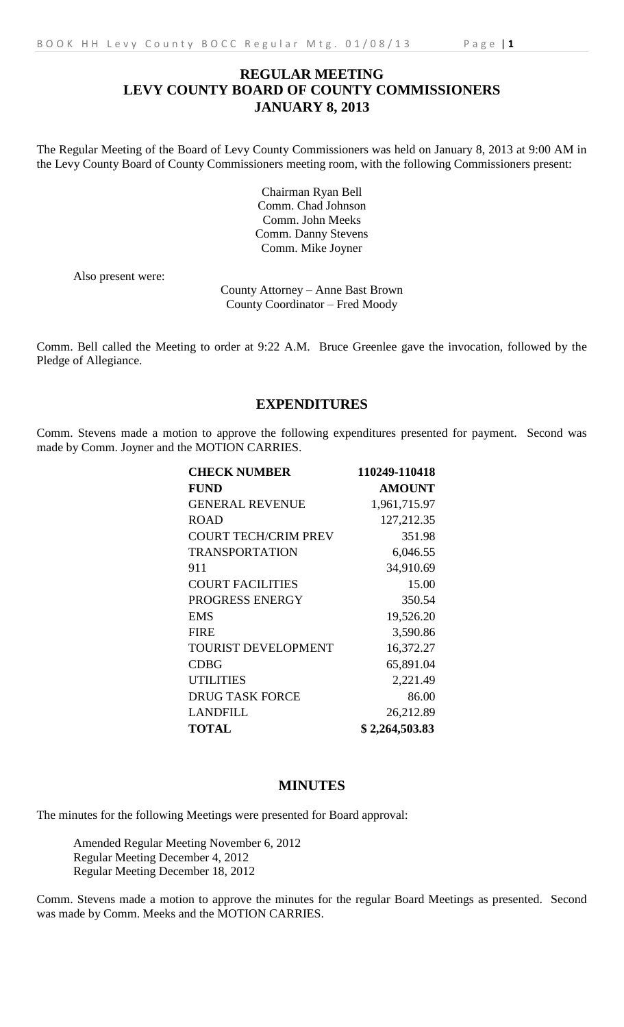# REGULAR MEETING
# LEVY COUNTY BOARD OF COUNTY COMMISSIONERS
# JANUARY 8, 2013

The Regular Meeting of the Board of Levy County Commissioners was held on January 8, 2013 at 9:00 AM in the Levy County Board of County Commissioners meeting room, with the following Commissioners present:

Chairman Ryan Bell
Comm. Chad Johnson
Comm. John Meeks
Comm. Danny Stevens
Comm. Mike Joyner

Also present were:

County Attorney – Anne Bast Brown
County Coordinator – Fred Moody

Comm. Bell called the Meeting to order at 9:22 A.M. Bruce Greenlee gave the invocation, followed by the Pledge of Allegiance.

## EXPENDITURES

Comm. Stevens made a motion to approve the following expenditures presented for payment. Second was made by Comm. Joyner and the MOTION CARRIES.

| **CHECK NUMBER** | **110249-110418** |
|---|---|
| **FUND** | **AMOUNT** |
| GENERAL REVENUE | 1,961,715.97 |
| ROAD | 127,212.35 |
| COURT TECH/CRIM PREV | 351.98 |
| TRANSPORTATION | 6,046.55 |
| 911 | 34,910.69 |
| COURT FACILITIES | 15.00 |
| PROGRESS ENERGY | 350.54 |
| EMS | 19,526.20 |
| FIRE | 3,590.86 |
| TOURIST DEVELOPMENT | 16,372.27 |
| CDBG | 65,891.04 |
| UTILITIES | 2,221.49 |
| DRUG TASK FORCE | 86.00 |
| LANDFILL | 26,212.89 |
| **TOTAL** | **$ 2,264,503.83** |

## MINUTES

The minutes for the following Meetings were presented for Board approval:

Amended Regular Meeting November 6, 2012
Regular Meeting December 4, 2012
Regular Meeting December 18, 2012

Comm. Stevens made a motion to approve the minutes for the regular Board Meetings as presented. Second was made by Comm. Meeks and the MOTION CARRIES.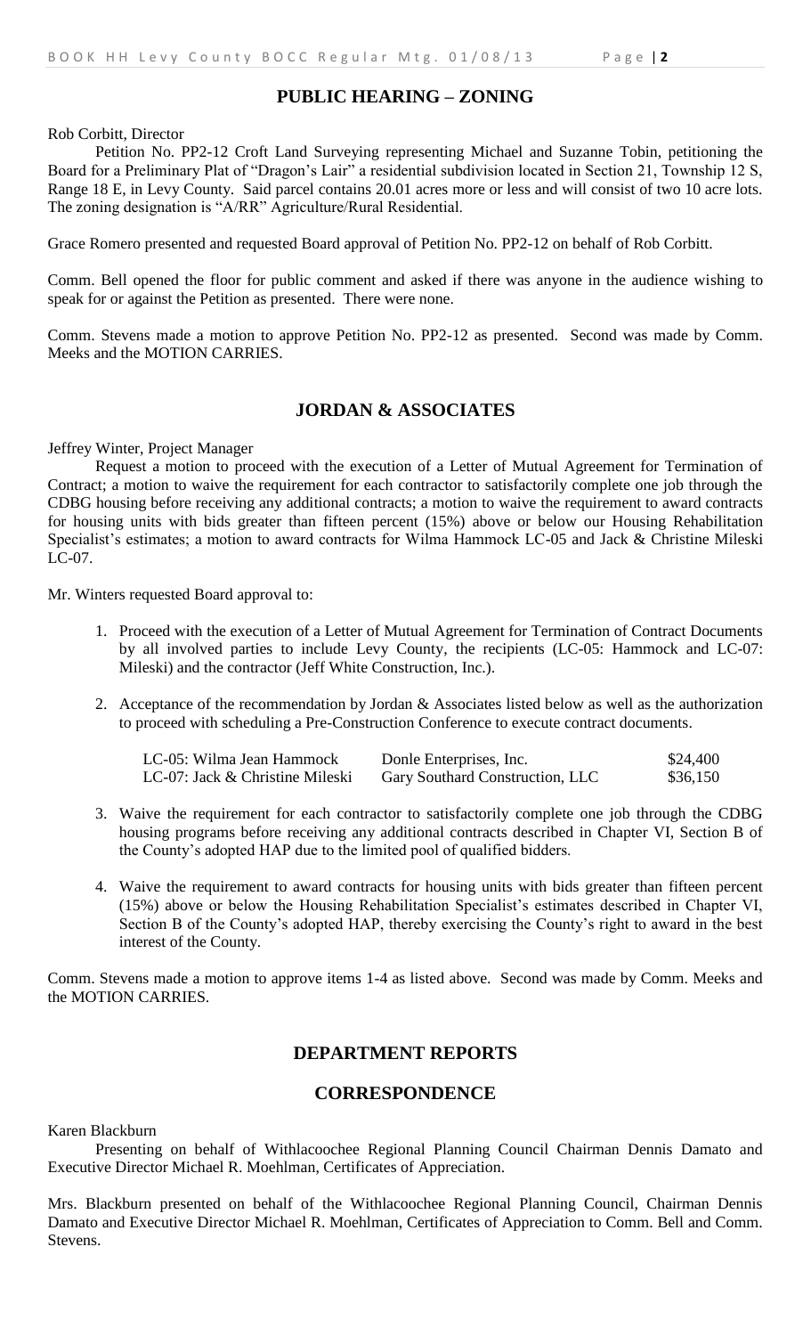## PUBLIC HEARING – ZONING

Rob Corbitt, Director

Petition No. PP2-12 Croft Land Surveying representing Michael and Suzanne Tobin, petitioning the Board for a Preliminary Plat of "Dragon's Lair" a residential subdivision located in Section 21, Township 12 S, Range 18 E, in Levy County. Said parcel contains 20.01 acres more or less and will consist of two 10 acre lots. The zoning designation is "A/RR" Agriculture/Rural Residential.

Grace Romero presented and requested Board approval of Petition No. PP2-12 on behalf of Rob Corbitt.

Comm. Bell opened the floor for public comment and asked if there was anyone in the audience wishing to speak for or against the Petition as presented. There were none.

Comm. Stevens made a motion to approve Petition No. PP2-12 as presented. Second was made by Comm. Meeks and the MOTION CARRIES.

## JORDAN & ASSOCIATES

Jeffrey Winter, Project Manager

Request a motion to proceed with the execution of a Letter of Mutual Agreement for Termination of Contract; a motion to waive the requirement for each contractor to satisfactorily complete one job through the CDBG housing before receiving any additional contracts; a motion to waive the requirement to award contracts for housing units with bids greater than fifteen percent (15%) above or below our Housing Rehabilitation Specialist's estimates; a motion to award contracts for Wilma Hammock LC-05 and Jack & Christine Mileski LC-07.

Mr. Winters requested Board approval to:

1. Proceed with the execution of a Letter of Mutual Agreement for Termination of Contract Documents by all involved parties to include Levy County, the recipients (LC-05: Hammock and LC-07: Mileski) and the contractor (Jeff White Construction, Inc.).

2. Acceptance of the recommendation by Jordan & Associates listed below as well as the authorization to proceed with scheduling a Pre-Construction Conference to execute contract documents.

| | | |
|---|---|---|
| LC-05: Wilma Jean Hammock | Donle Enterprises, Inc. | $24,400 |
| LC-07: Jack & Christine Mileski | Gary Southard Construction, LLC | $36,150 |

3. Waive the requirement for each contractor to satisfactorily complete one job through the CDBG housing programs before receiving any additional contracts described in Chapter VI, Section B of the County's adopted HAP due to the limited pool of qualified bidders.

4. Waive the requirement to award contracts for housing units with bids greater than fifteen percent (15%) above or below the Housing Rehabilitation Specialist's estimates described in Chapter VI, Section B of the County's adopted HAP, thereby exercising the County's right to award in the best interest of the County.

Comm. Stevens made a motion to approve items 1-4 as listed above. Second was made by Comm. Meeks and the MOTION CARRIES.

## DEPARTMENT REPORTS

## CORRESPONDENCE

Karen Blackburn

Presenting on behalf of Withlacoochee Regional Planning Council Chairman Dennis Damato and Executive Director Michael R. Moehlman, Certificates of Appreciation.

Mrs. Blackburn presented on behalf of the Withlacoochee Regional Planning Council, Chairman Dennis Damato and Executive Director Michael R. Moehlman, Certificates of Appreciation to Comm. Bell and Comm. Stevens.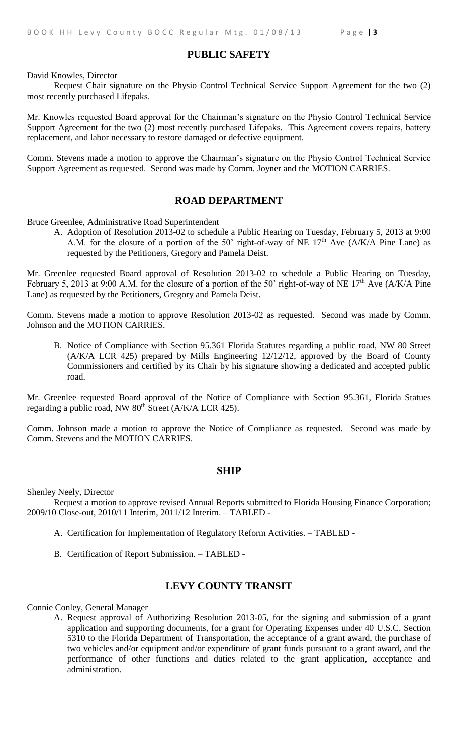## PUBLIC SAFETY

David Knowles, Director

Request Chair signature on the Physio Control Technical Service Support Agreement for the two (2) most recently purchased Lifepaks.

Mr. Knowles requested Board approval for the Chairman's signature on the Physio Control Technical Service Support Agreement for the two (2) most recently purchased Lifepaks. This Agreement covers repairs, battery replacement, and labor necessary to restore damaged or defective equipment.

Comm. Stevens made a motion to approve the Chairman's signature on the Physio Control Technical Service Support Agreement as requested. Second was made by Comm. Joyner and the MOTION CARRIES.

## ROAD DEPARTMENT

Bruce Greenlee, Administrative Road Superintendent

A. Adoption of Resolution 2013-02 to schedule a Public Hearing on Tuesday, February 5, 2013 at 9:00 A.M. for the closure of a portion of the 50' right-of-way of NE 17th Ave (A/K/A Pine Lane) as requested by the Petitioners, Gregory and Pamela Deist.

Mr. Greenlee requested Board approval of Resolution 2013-02 to schedule a Public Hearing on Tuesday, February 5, 2013 at 9:00 A.M. for the closure of a portion of the 50' right-of-way of NE 17th Ave (A/K/A Pine Lane) as requested by the Petitioners, Gregory and Pamela Deist.

Comm. Stevens made a motion to approve Resolution 2013-02 as requested. Second was made by Comm. Johnson and the MOTION CARRIES.

B. Notice of Compliance with Section 95.361 Florida Statutes regarding a public road, NW 80 Street (A/K/A LCR 425) prepared by Mills Engineering 12/12/12, approved by the Board of County Commissioners and certified by its Chair by his signature showing a dedicated and accepted public road.

Mr. Greenlee requested Board approval of the Notice of Compliance with Section 95.361, Florida Statues regarding a public road, NW 80th Street (A/K/A LCR 425).

Comm. Johnson made a motion to approve the Notice of Compliance as requested. Second was made by Comm. Stevens and the MOTION CARRIES.

## SHIP

Shenley Neely, Director

Request a motion to approve revised Annual Reports submitted to Florida Housing Finance Corporation; 2009/10 Close-out, 2010/11 Interim, 2011/12 Interim. – TABLED -

A. Certification for Implementation of Regulatory Reform Activities. – TABLED -

B. Certification of Report Submission. – TABLED -

## LEVY COUNTY TRANSIT

Connie Conley, General Manager

A. Request approval of Authorizing Resolution 2013-05, for the signing and submission of a grant application and supporting documents, for a grant for Operating Expenses under 40 U.S.C. Section 5310 to the Florida Department of Transportation, the acceptance of a grant award, the purchase of two vehicles and/or equipment and/or expenditure of grant funds pursuant to a grant award, and the performance of other functions and duties related to the grant application, acceptance and administration.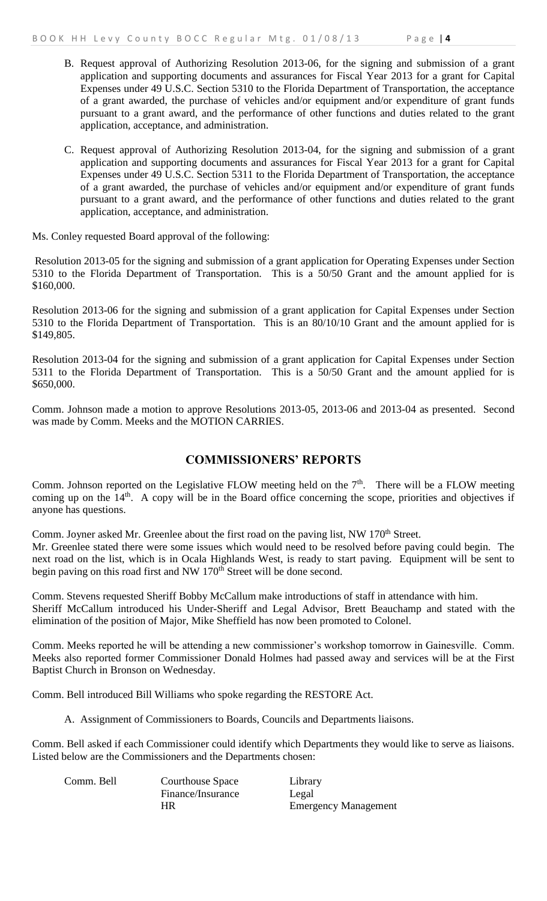B. Request approval of Authorizing Resolution 2013-06, for the signing and submission of a grant application and supporting documents and assurances for Fiscal Year 2013 for a grant for Capital Expenses under 49 U.S.C. Section 5310 to the Florida Department of Transportation, the acceptance of a grant awarded, the purchase of vehicles and/or equipment and/or expenditure of grant funds pursuant to a grant award, and the performance of other functions and duties related to the grant application, acceptance, and administration.

C. Request approval of Authorizing Resolution 2013-04, for the signing and submission of a grant application and supporting documents and assurances for Fiscal Year 2013 for a grant for Capital Expenses under 49 U.S.C. Section 5311 to the Florida Department of Transportation, the acceptance of a grant awarded, the purchase of vehicles and/or equipment and/or expenditure of grant funds pursuant to a grant award, and the performance of other functions and duties related to the grant application, acceptance, and administration.

Ms. Conley requested Board approval of the following:

Resolution 2013-05 for the signing and submission of a grant application for Operating Expenses under Section 5310 to the Florida Department of Transportation. This is a 50/50 Grant and the amount applied for is $160,000.

Resolution 2013-06 for the signing and submission of a grant application for Capital Expenses under Section 5310 to the Florida Department of Transportation. This is an 80/10/10 Grant and the amount applied for is $149,805.

Resolution 2013-04 for the signing and submission of a grant application for Capital Expenses under Section 5311 to the Florida Department of Transportation. This is a 50/50 Grant and the amount applied for is $650,000.

Comm. Johnson made a motion to approve Resolutions 2013-05, 2013-06 and 2013-04 as presented. Second was made by Comm. Meeks and the MOTION CARRIES.

## COMMISSIONERS' REPORTS

Comm. Johnson reported on the Legislative FLOW meeting held on the 7th. There will be a FLOW meeting coming up on the 14th. A copy will be in the Board office concerning the scope, priorities and objectives if anyone has questions.

Comm. Joyner asked Mr. Greenlee about the first road on the paving list, NW 170th Street.
Mr. Greenlee stated there were some issues which would need to be resolved before paving could begin. The next road on the list, which is in Ocala Highlands West, is ready to start paving. Equipment will be sent to begin paving on this road first and NW 170th Street will be done second.

Comm. Stevens requested Sheriff Bobby McCallum make introductions of staff in attendance with him.
Sheriff McCallum introduced his Under-Sheriff and Legal Advisor, Brett Beauchamp and stated with the elimination of the position of Major, Mike Sheffield has now been promoted to Colonel.

Comm. Meeks reported he will be attending a new commissioner's workshop tomorrow in Gainesville. Comm. Meeks also reported former Commissioner Donald Holmes had passed away and services will be at the First Baptist Church in Bronson on Wednesday.

Comm. Bell introduced Bill Williams who spoke regarding the RESTORE Act.

A. Assignment of Commissioners to Boards, Councils and Departments liaisons.

Comm. Bell asked if each Commissioner could identify which Departments they would like to serve as liaisons. Listed below are the Commissioners and the Departments chosen:

| | | |
|---|---|---|
| Comm. Bell | Courthouse Space | Library |
| | Finance/Insurance | Legal |
| | HR | Emergency Management |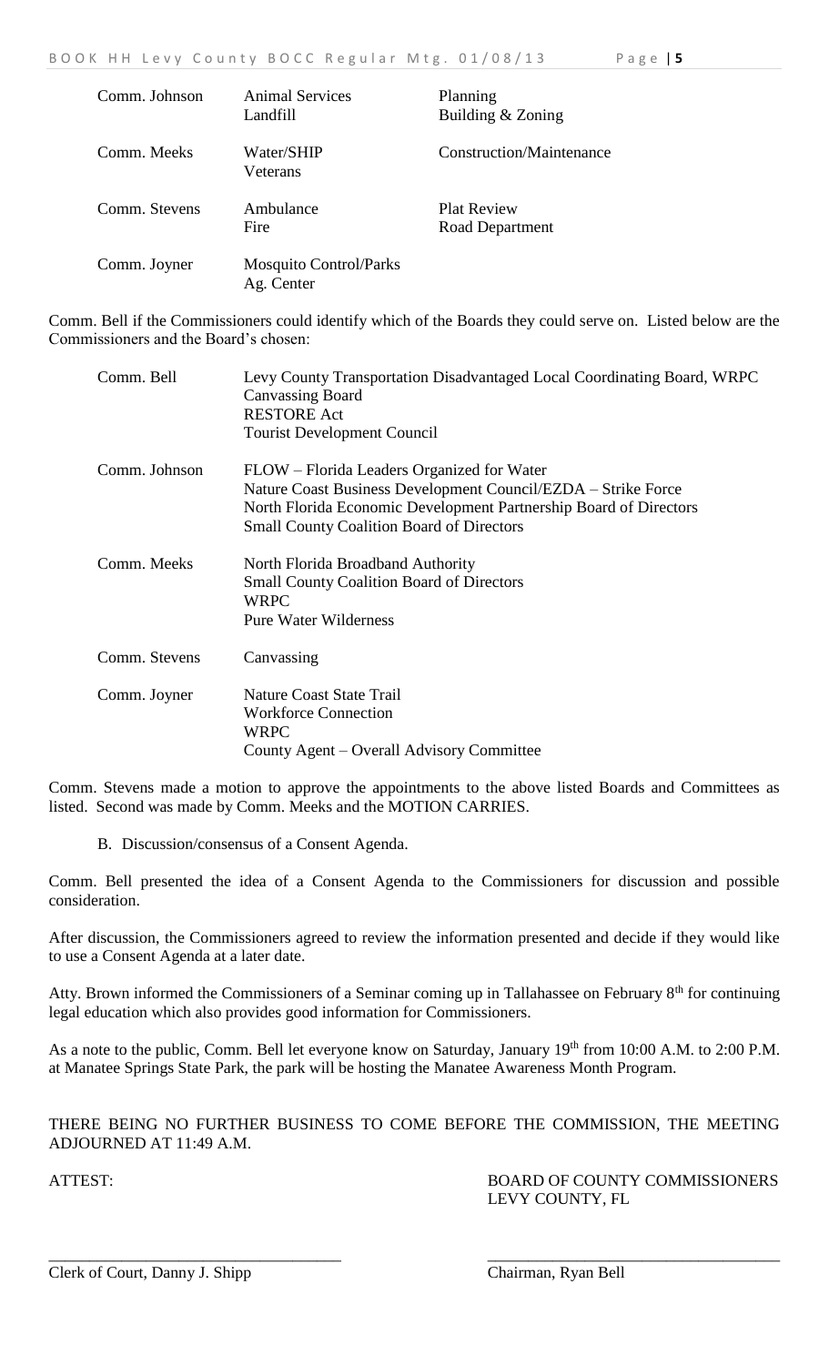| | | |
|---|---|---|
| Comm. Johnson | Animal Services<br>Landfill | Planning<br>Building & Zoning |
| Comm. Meeks | Water/SHIP<br>Veterans | Construction/Maintenance |
| Comm. Stevens | Ambulance<br>Fire | Plat Review<br>Road Department |
| Comm. Joyner | Mosquito Control/Parks<br>Ag. Center | |

Comm. Bell if the Commissioners could identify which of the Boards they could serve on. Listed below are the Commissioners and the Board's chosen:

| | |
|---|---|
| Comm. Bell | Levy County Transportation Disadvantaged Local Coordinating Board, WRPC<br>Canvassing Board<br>RESTORE Act<br>Tourist Development Council |
| Comm. Johnson | FLOW – Florida Leaders Organized for Water<br>Nature Coast Business Development Council/EZDA – Strike Force<br>North Florida Economic Development Partnership Board of Directors<br>Small County Coalition Board of Directors |
| Comm. Meeks | North Florida Broadband Authority<br>Small County Coalition Board of Directors<br>WRPC<br>Pure Water Wilderness |
| Comm. Stevens | Canvassing |
| Comm. Joyner | Nature Coast State Trail<br>Workforce Connection<br>WRPC<br>County Agent – Overall Advisory Committee |

Comm. Stevens made a motion to approve the appointments to the above listed Boards and Committees as listed. Second was made by Comm. Meeks and the MOTION CARRIES.

B. Discussion/consensus of a Consent Agenda.

Comm. Bell presented the idea of a Consent Agenda to the Commissioners for discussion and possible consideration.

After discussion, the Commissioners agreed to review the information presented and decide if they would like to use a Consent Agenda at a later date.

Atty. Brown informed the Commissioners of a Seminar coming up in Tallahassee on February 8th for continuing legal education which also provides good information for Commissioners.

As a note to the public, Comm. Bell let everyone know on Saturday, January 19th from 10:00 A.M. to 2:00 P.M. at Manatee Springs State Park, the park will be hosting the Manatee Awareness Month Program.

THERE BEING NO FURTHER BUSINESS TO COME BEFORE THE COMMISSION, THE MEETING ADJOURNED AT 11:49 A.M.

ATTEST:

BOARD OF COUNTY COMMISSIONERS
LEVY COUNTY, FL

\_\_\_\_\_\_\_\_\_\_\_\_\_\_\_\_\_\_\_\_\_\_\_\_\_\_\_\_\_\_\_\_\_\_\_\_
Clerk of Court, Danny J. Shipp

\_\_\_\_\_\_\_\_\_\_\_\_\_\_\_\_\_\_\_\_\_\_\_\_\_\_\_\_\_\_\_\_\_\_\_\_
Chairman, Ryan Bell